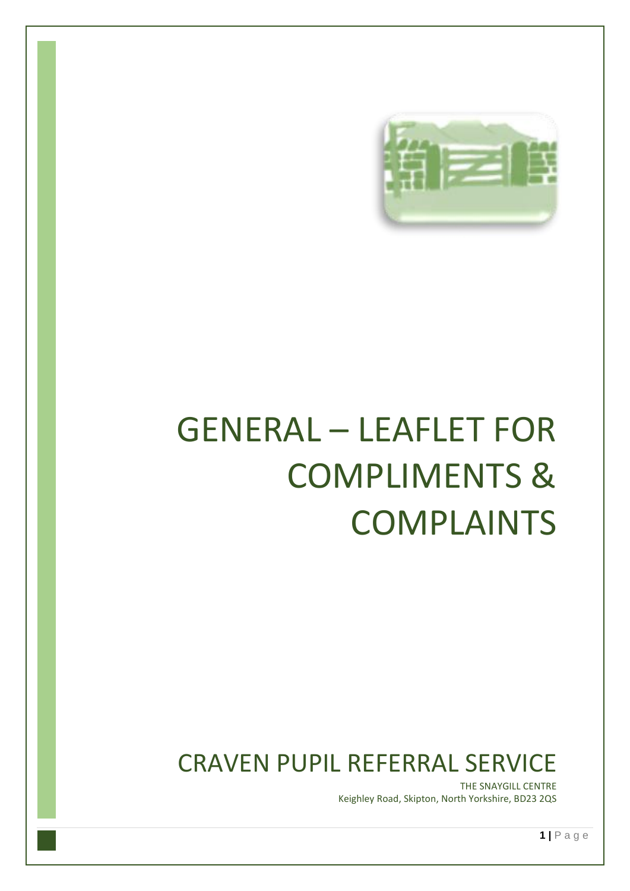# GENERAL – LEAFLET FOR COMPLIMENTS & COMPLAINTS

## CRAVEN PUPIL REFERRAL SERVICE

THE SNAYGILL CENTRE
Keighley Road, Skipton, North Yorkshire, BD23 2QS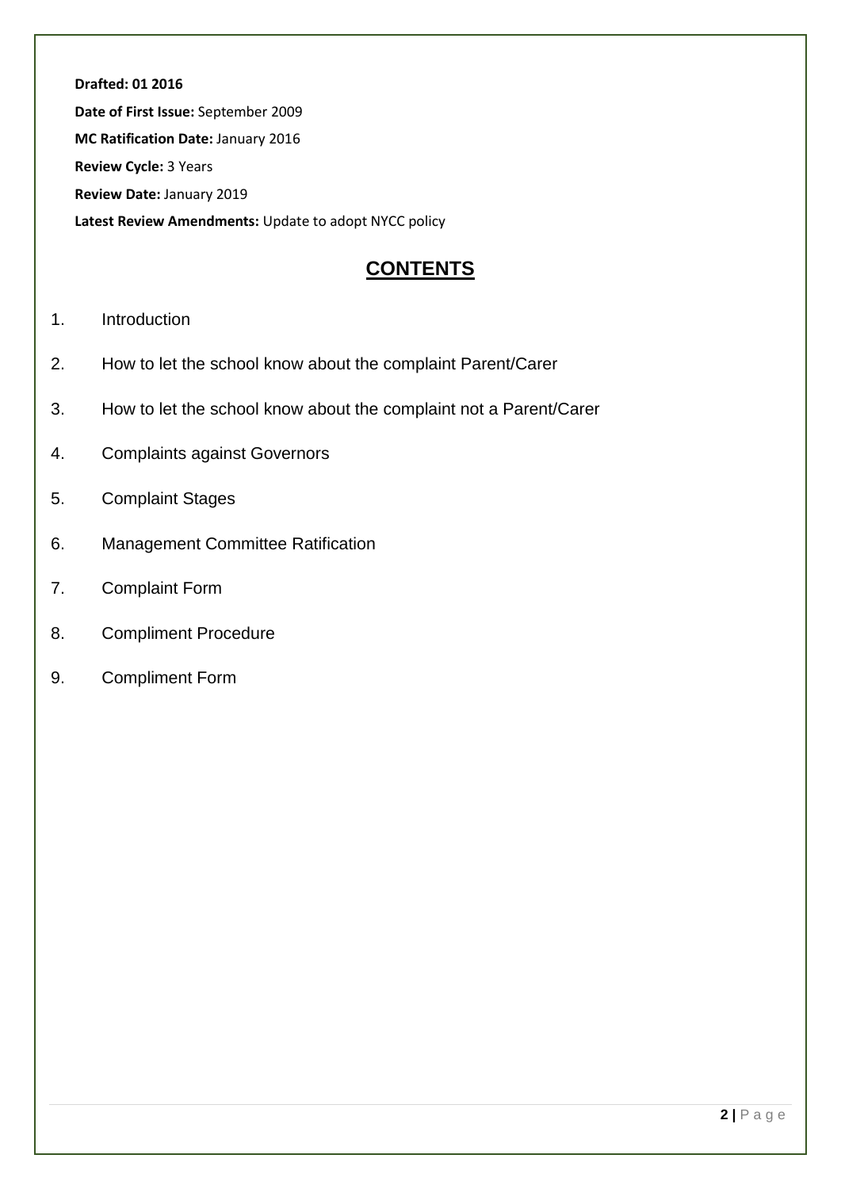**Drafted: 01 2016**

**Date of First Issue:** September 2009

**MC Ratification Date:** January 2016

**Review Cycle:** 3 Years

**Review Date:** January 2019

**Latest Review Amendments:** Update to adopt NYCC policy

## CONTENTS

1. Introduction
2. How to let the school know about the complaint Parent/Carer
3. How to let the school know about the complaint not a Parent/Carer
4. Complaints against Governors
5. Complaint Stages
6. Management Committee Ratification
7. Complaint Form
8. Compliment Procedure
9. Compliment Form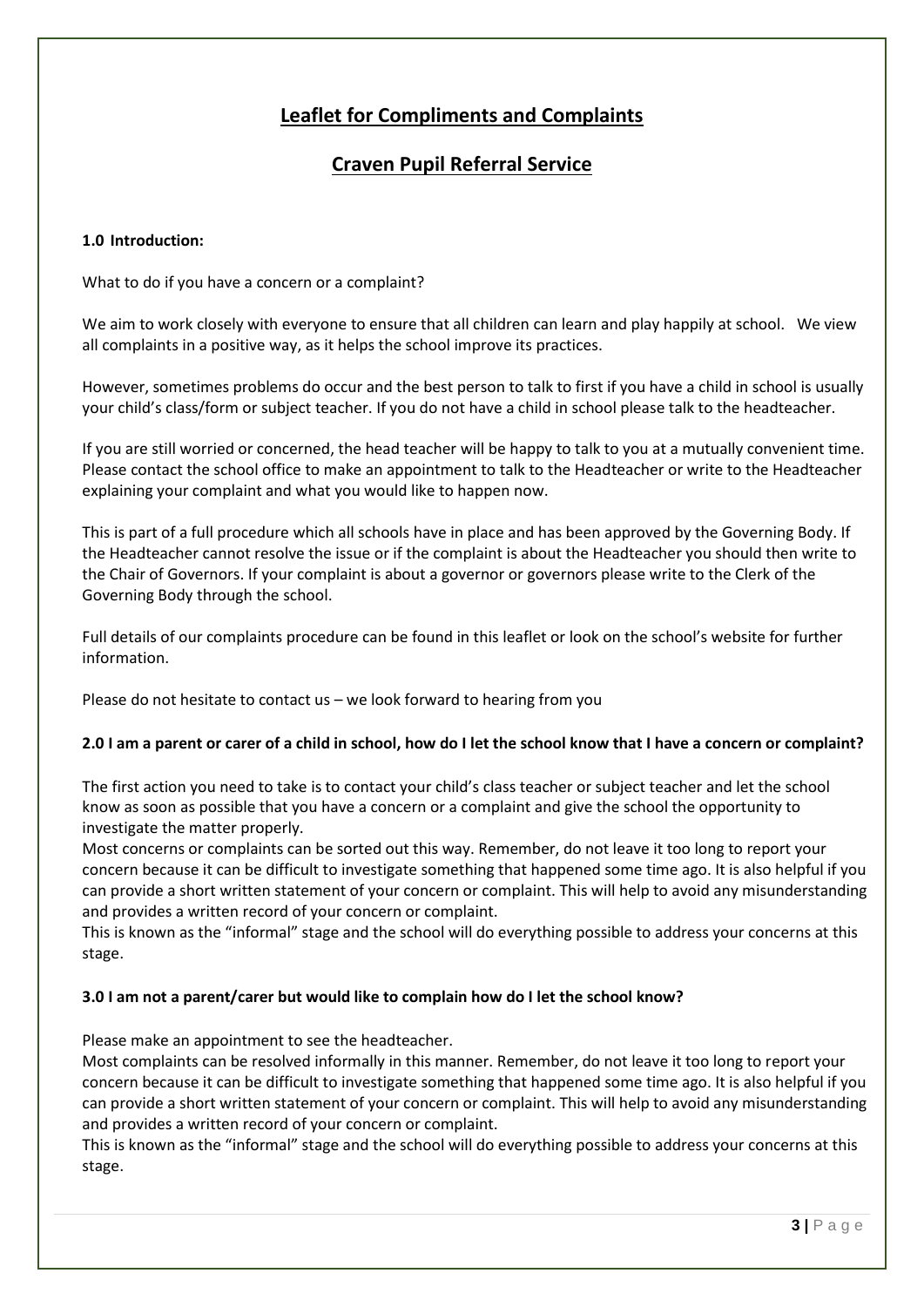# Leaflet for Compliments and Complaints

# Craven Pupil Referral Service

**1.0 Introduction:**

What to do if you have a concern or a complaint?

We aim to work closely with everyone to ensure that all children can learn and play happily at school. We view all complaints in a positive way, as it helps the school improve its practices.

However, sometimes problems do occur and the best person to talk to first if you have a child in school is usually your child's class/form or subject teacher. If you do not have a child in school please talk to the headteacher.

If you are still worried or concerned, the head teacher will be happy to talk to you at a mutually convenient time. Please contact the school office to make an appointment to talk to the Headteacher or write to the Headteacher explaining your complaint and what you would like to happen now.

This is part of a full procedure which all schools have in place and has been approved by the Governing Body. If the Headteacher cannot resolve the issue or if the complaint is about the Headteacher you should then write to the Chair of Governors. If your complaint is about a governor or governors please write to the Clerk of the Governing Body through the school.

Full details of our complaints procedure can be found in this leaflet or look on the school's website for further information.

Please do not hesitate to contact us – we look forward to hearing from you

**2.0 I am a parent or carer of a child in school, how do I let the school know that I have a concern or complaint?**

The first action you need to take is to contact your child's class teacher or subject teacher and let the school know as soon as possible that you have a concern or a complaint and give the school the opportunity to investigate the matter properly.

Most concerns or complaints can be sorted out this way. Remember, do not leave it too long to report your concern because it can be difficult to investigate something that happened some time ago. It is also helpful if you can provide a short written statement of your concern or complaint. This will help to avoid any misunderstanding and provides a written record of your concern or complaint.

This is known as the "informal" stage and the school will do everything possible to address your concerns at this stage.

**3.0 I am not a parent/carer but would like to complain how do I let the school know?**

Please make an appointment to see the headteacher.

Most complaints can be resolved informally in this manner. Remember, do not leave it too long to report your concern because it can be difficult to investigate something that happened some time ago. It is also helpful if you can provide a short written statement of your concern or complaint. This will help to avoid any misunderstanding and provides a written record of your concern or complaint.

This is known as the "informal" stage and the school will do everything possible to address your concerns at this stage.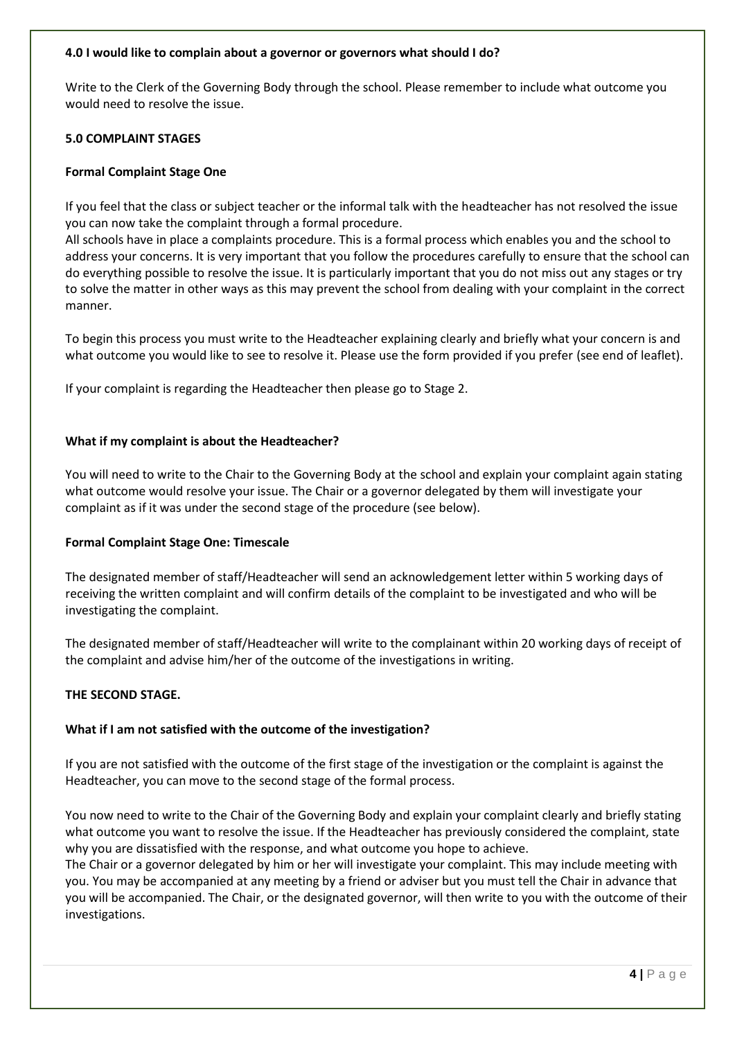**4.0 I would like to complain about a governor or governors what should I do?**

Write to the Clerk of the Governing Body through the school. Please remember to include what outcome you would need to resolve the issue.

**5.0 COMPLAINT STAGES**

**Formal Complaint Stage One**

If you feel that the class or subject teacher or the informal talk with the headteacher has not resolved the issue you can now take the complaint through a formal procedure.
All schools have in place a complaints procedure. This is a formal process which enables you and the school to address your concerns. It is very important that you follow the procedures carefully to ensure that the school can do everything possible to resolve the issue. It is particularly important that you do not miss out any stages or try to solve the matter in other ways as this may prevent the school from dealing with your complaint in the correct manner.

To begin this process you must write to the Headteacher explaining clearly and briefly what your concern is and what outcome you would like to see to resolve it. Please use the form provided if you prefer (see end of leaflet).

If your complaint is regarding the Headteacher then please go to Stage 2.

**What if my complaint is about the Headteacher?**

You will need to write to the Chair to the Governing Body at the school and explain your complaint again stating what outcome would resolve your issue. The Chair or a governor delegated by them will investigate your complaint as if it was under the second stage of the procedure (see below).

**Formal Complaint Stage One: Timescale**

The designated member of staff/Headteacher will send an acknowledgement letter within 5 working days of receiving the written complaint and will confirm details of the complaint to be investigated and who will be investigating the complaint.

The designated member of staff/Headteacher will write to the complainant within 20 working days of receipt of the complaint and advise him/her of the outcome of the investigations in writing.

**THE SECOND STAGE.**

**What if I am not satisfied with the outcome of the investigation?**

If you are not satisfied with the outcome of the first stage of the investigation or the complaint is against the Headteacher, you can move to the second stage of the formal process.

You now need to write to the Chair of the Governing Body and explain your complaint clearly and briefly stating what outcome you want to resolve the issue. If the Headteacher has previously considered the complaint, state why you are dissatisfied with the response, and what outcome you hope to achieve.
The Chair or a governor delegated by him or her will investigate your complaint. This may include meeting with you. You may be accompanied at any meeting by a friend or adviser but you must tell the Chair in advance that you will be accompanied. The Chair, or the designated governor, will then write to you with the outcome of their investigations.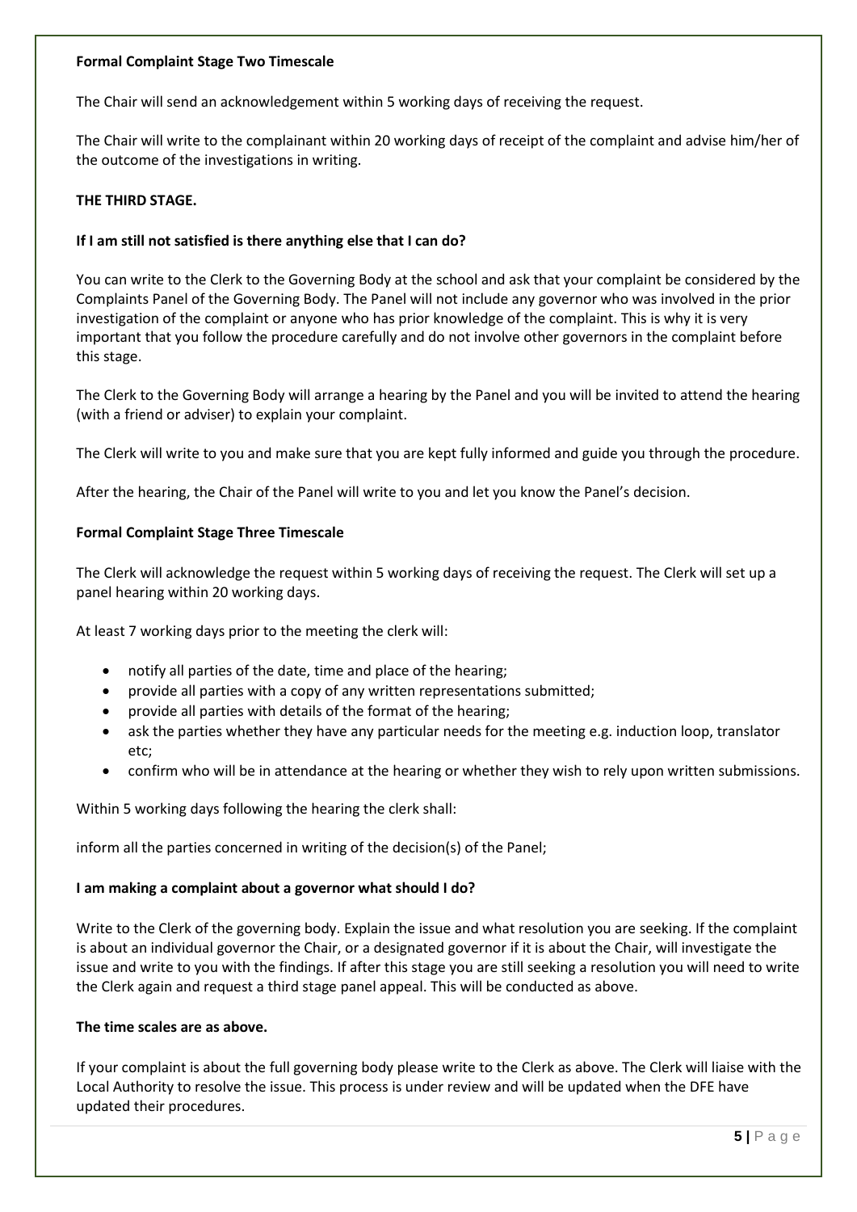**Formal Complaint Stage Two Timescale**

The Chair will send an acknowledgement within 5 working days of receiving the request.

The Chair will write to the complainant within 20 working days of receipt of the complaint and advise him/her of the outcome of the investigations in writing.

**THE THIRD STAGE.**

**If I am still not satisfied is there anything else that I can do?**

You can write to the Clerk to the Governing Body at the school and ask that your complaint be considered by the Complaints Panel of the Governing Body. The Panel will not include any governor who was involved in the prior investigation of the complaint or anyone who has prior knowledge of the complaint. This is why it is very important that you follow the procedure carefully and do not involve other governors in the complaint before this stage.

The Clerk to the Governing Body will arrange a hearing by the Panel and you will be invited to attend the hearing (with a friend or adviser) to explain your complaint.

The Clerk will write to you and make sure that you are kept fully informed and guide you through the procedure.

After the hearing, the Chair of the Panel will write to you and let you know the Panel's decision.

**Formal Complaint Stage Three Timescale**

The Clerk will acknowledge the request within 5 working days of receiving the request. The Clerk will set up a panel hearing within 20 working days.

At least 7 working days prior to the meeting the clerk will:

- notify all parties of the date, time and place of the hearing;
- provide all parties with a copy of any written representations submitted;
- provide all parties with details of the format of the hearing;
- ask the parties whether they have any particular needs for the meeting e.g. induction loop, translator etc;
- confirm who will be in attendance at the hearing or whether they wish to rely upon written submissions.

Within 5 working days following the hearing the clerk shall:

inform all the parties concerned in writing of the decision(s) of the Panel;

**I am making a complaint about a governor what should I do?**

Write to the Clerk of the governing body. Explain the issue and what resolution you are seeking. If the complaint is about an individual governor the Chair, or a designated governor if it is about the Chair, will investigate the issue and write to you with the findings. If after this stage you are still seeking a resolution you will need to write the Clerk again and request a third stage panel appeal. This will be conducted as above.

**The time scales are as above.**

If your complaint is about the full governing body please write to the Clerk as above. The Clerk will liaise with the Local Authority to resolve the issue. This process is under review and will be updated when the DFE have updated their procedures.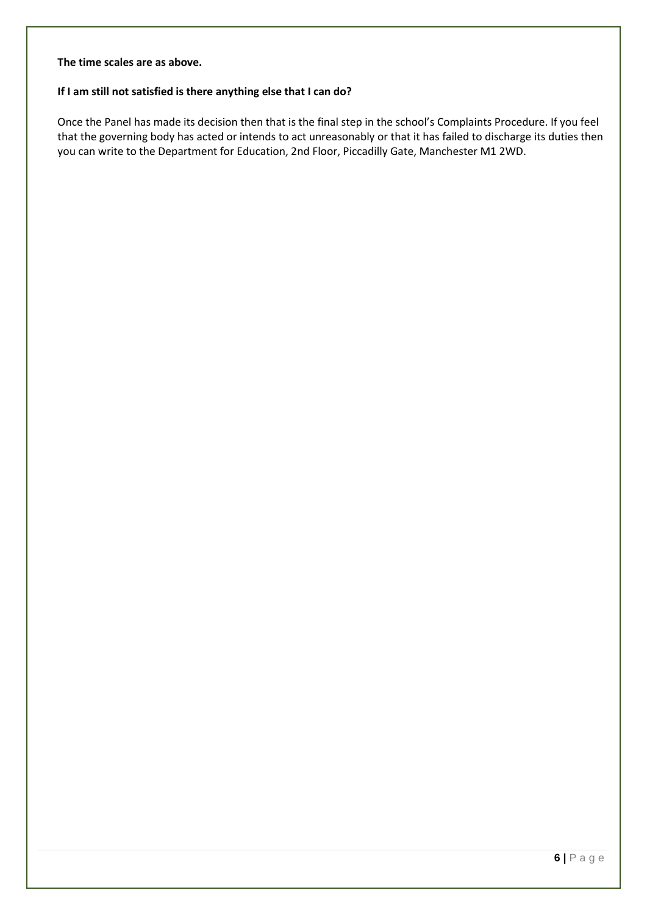**The time scales are as above.**

**If I am still not satisfied is there anything else that I can do?**

Once the Panel has made its decision then that is the final step in the school's Complaints Procedure. If you feel that the governing body has acted or intends to act unreasonably or that it has failed to discharge its duties then you can write to the Department for Education, 2nd Floor, Piccadilly Gate, Manchester M1 2WD.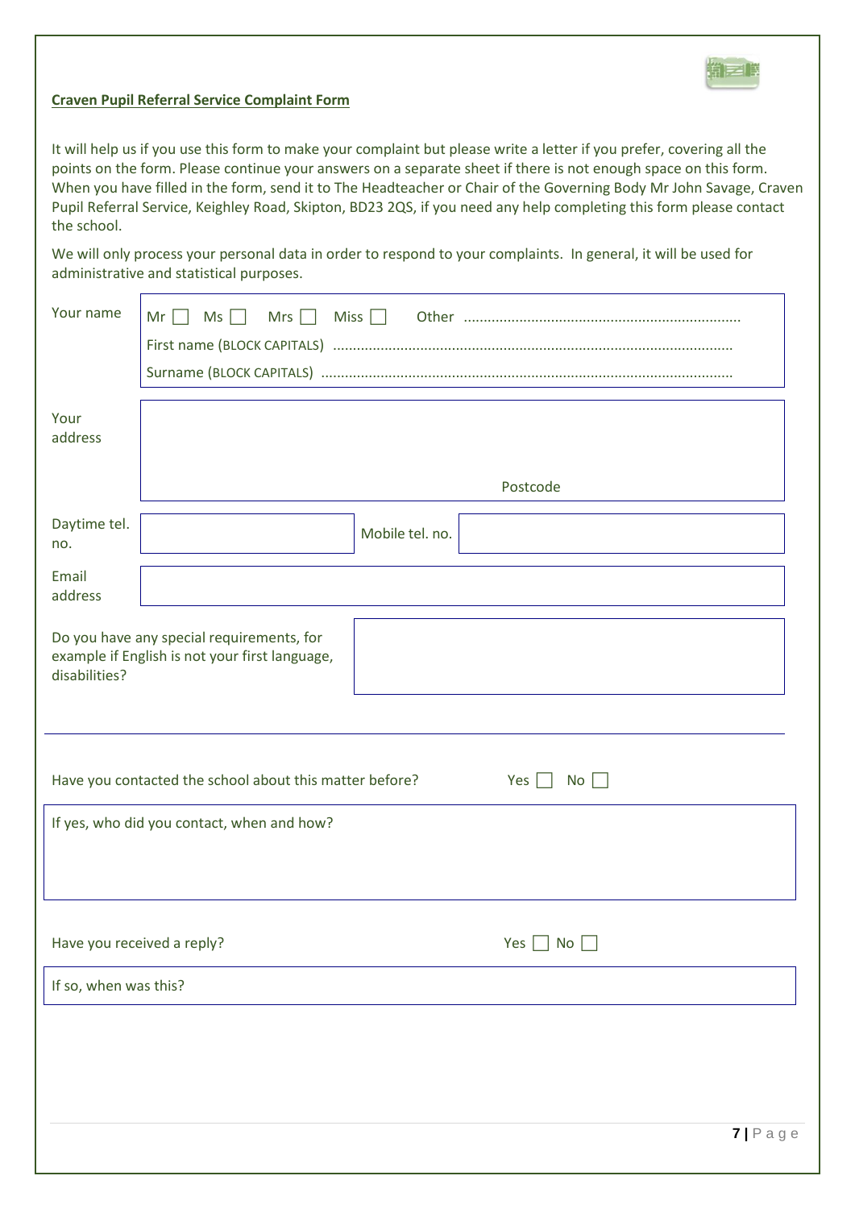**Craven Pupil Referral Service Complaint Form**

It will help us if you use this form to make your complaint but please write a letter if you prefer, covering all the points on the form. Please continue your answers on a separate sheet if there is not enough space on this form. When you have filled in the form, send it to The Headteacher or Chair of the Governing Body Mr John Savage, Craven Pupil Referral Service, Keighley Road, Skipton, BD23 2QS, if you need any help completing this form please contact the school.

We will only process your personal data in order to respond to your complaints. In general, it will be used for administrative and statistical purposes.

| | |
|---|---|
| Your name | Mr ☐ Ms ☐ Mrs ☐ Miss ☐ Other .................................................................. <br> First name (BLOCK CAPITALS) ................................................................................................ <br> Surname (BLOCK CAPITALS) ...................................................................................................... |
| Your address | <br><br> Postcode |

| | | | |
|---|---|---|---|
| Daytime tel. no. | | Mobile tel. no. | |

| | |
|---|---|
| Email address | |

| | |
|---|---|
| Do you have any special requirements, for example if English is not your first language, disabilities? | |

Have you contacted the school about this matter before? Yes ☐ No ☐

If yes, who did you contact, when and how?

Have you received a reply? Yes ☐ No ☐

If so, when was this?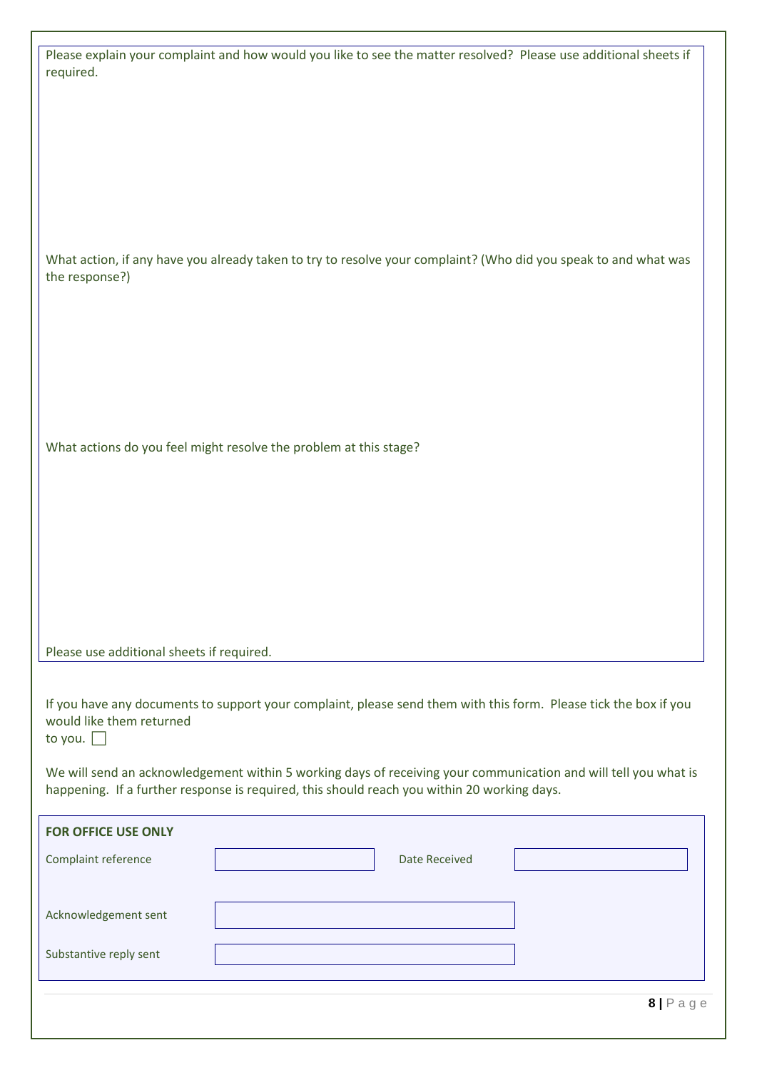Please explain your complaint and how would you like to see the matter resolved? Please use additional sheets if required.

What action, if any have you already taken to try to resolve your complaint? (Who did you speak to and what was the response?)

What actions do you feel might resolve the problem at this stage?

Please use additional sheets if required.

If you have any documents to support your complaint, please send them with this form. Please tick the box if you would like them returned to you. ☐

We will send an acknowledgement within 5 working days of receiving your communication and will tell you what is happening. If a further response is required, this should reach you within 20 working days.

**FOR OFFICE USE ONLY**

| | | | |
|---|---|---|---|
| Complaint reference | | Date Received | |
| Acknowledgement sent | | | |
| Substantive reply sent | | | |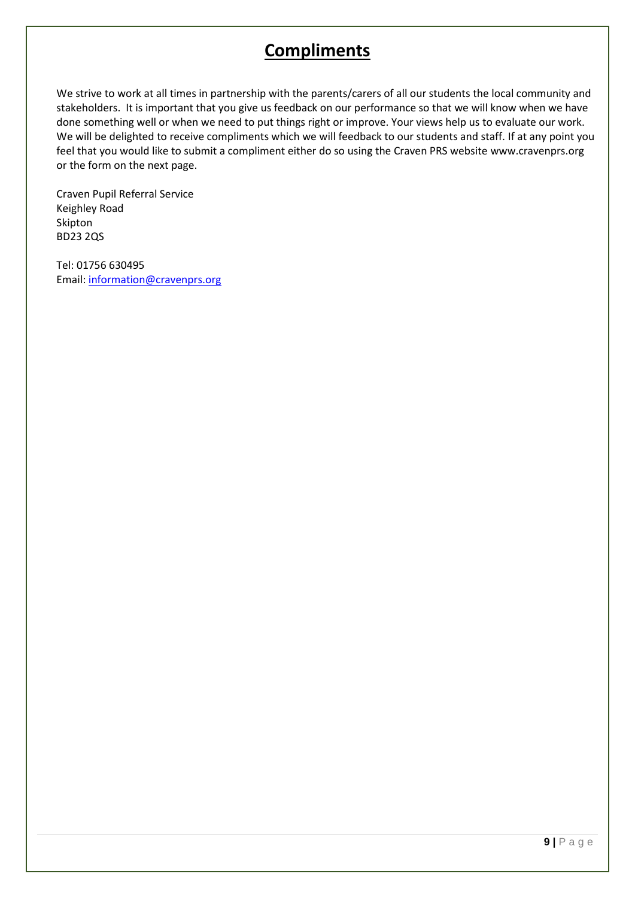# Compliments

We strive to work at all times in partnership with the parents/carers of all our students the local community and stakeholders. It is important that you give us feedback on our performance so that we will know when we have done something well or when we need to put things right or improve. Your views help us to evaluate our work. We will be delighted to receive compliments which we will feedback to our students and staff. If at any point you feel that you would like to submit a compliment either do so using the Craven PRS website www.cravenprs.org or the form on the next page.

Craven Pupil Referral Service
Keighley Road
Skipton
BD23 2QS

Tel: 01756 630495
Email: information@cravenprs.org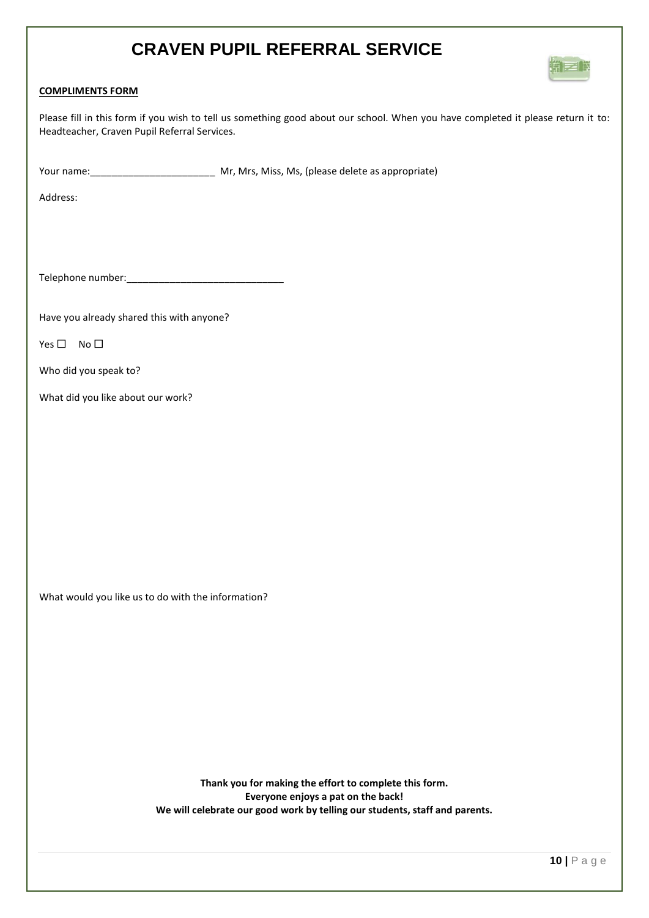# CRAVEN PUPIL REFERRAL SERVICE

**COMPLIMENTS FORM**

Please fill in this form if you wish to tell us something good about our school. When you have completed it please return it to: Headteacher, Craven Pupil Referral Services.

Your name:_______________________ Mr, Mrs, Miss, Ms, (please delete as appropriate)

Address:

Telephone number:_____________________________

Have you already shared this with anyone?

Yes ☐ No ☐

Who did you speak to?

What did you like about our work?

What would you like us to do with the information?

**Thank you for making the effort to complete this form.**
**Everyone enjoys a pat on the back!**
**We will celebrate our good work by telling our students, staff and parents.**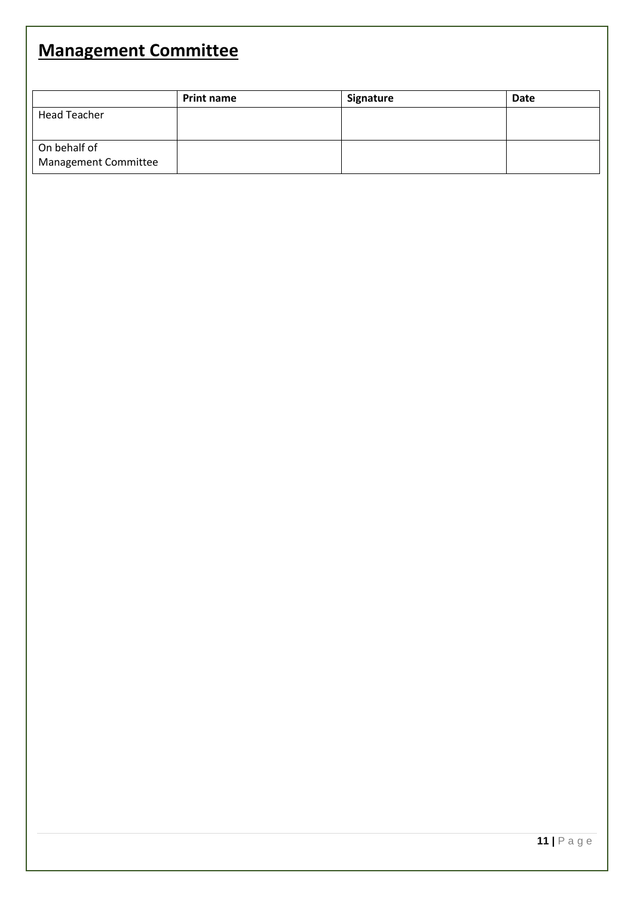## Management Committee

| | Print name | Signature | Date |
|---|---|---|---|
| Head Teacher | | | |
| On behalf of Management Committee | | | |